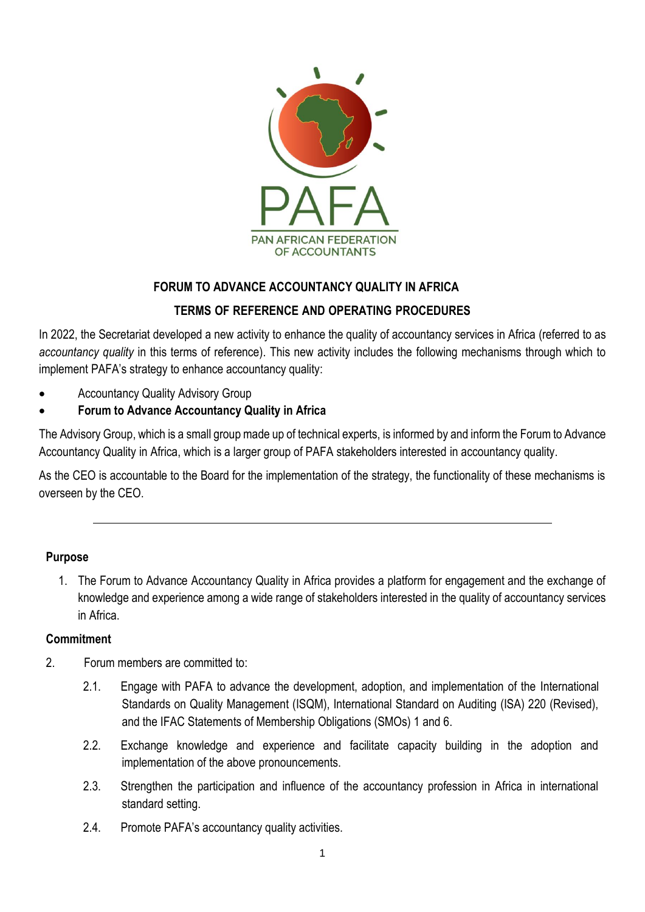PAFA

PAN AFRICAN FEDERATION OF ACCOUNTANTS

# FORUM TO ADVANCE ACCOUNTANCY QUALITY IN AFRICA

## TERMS OF REFERENCE AND OPERATING PROCEDURES

In 2022, the Secretariat developed a new activity to enhance the quality of accountancy services in Africa (referred to as *accountancy quality* in this terms of reference). This new activity includes the following mechanisms through which to implement PAFA's strategy to enhance accountancy quality:

- Accountancy Quality Advisory Group
- **Forum to Advance Accountancy Quality in Africa**

The Advisory Group, which is a small group made up of technical experts, is informed by and inform the Forum to Advance Accountancy Quality in Africa, which is a larger group of PAFA stakeholders interested in accountancy quality.

As the CEO is accountable to the Board for the implementation of the strategy, the functionality of these mechanisms is overseen by the CEO.

---

### Purpose

1. The Forum to Advance Accountancy Quality in Africa provides a platform for engagement and the exchange of knowledge and experience among a wide range of stakeholders interested in the quality of accountancy services in Africa.

### Commitment

2. Forum members are committed to:

   2.1. Engage with PAFA to advance the development, adoption, and implementation of the International Standards on Quality Management (ISQM), International Standard on Auditing (ISA) 220 (Revised), and the IFAC Statements of Membership Obligations (SMOs) 1 and 6.

   2.2. Exchange knowledge and experience and facilitate capacity building in the adoption and implementation of the above pronouncements.

   2.3. Strengthen the participation and influence of the accountancy profession in Africa in international standard setting.

   2.4. Promote PAFA's accountancy quality activities.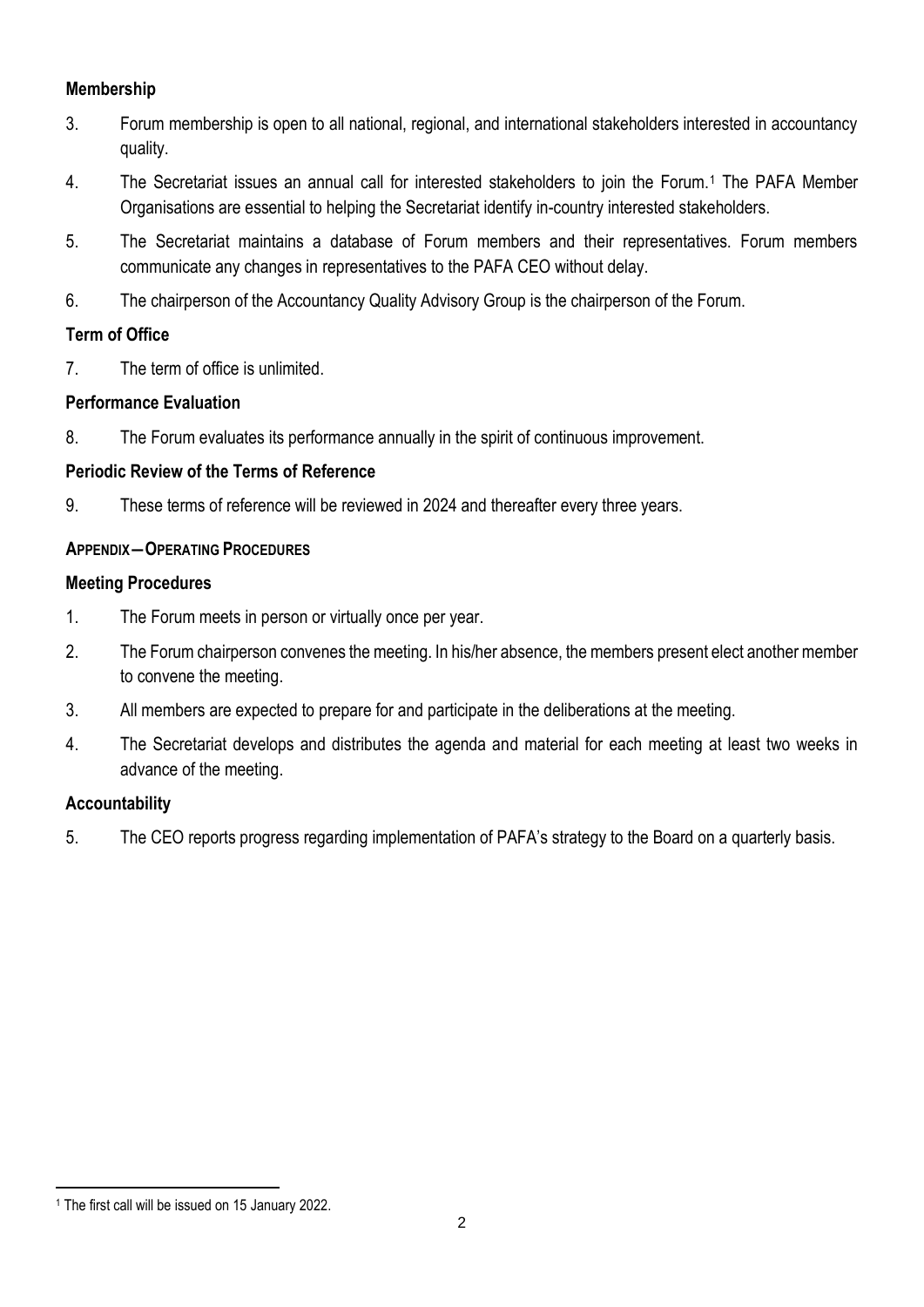**Membership**

3. Forum membership is open to all national, regional, and international stakeholders interested in accountancy quality.

4. The Secretariat issues an annual call for interested stakeholders to join the Forum.[1] The PAFA Member Organisations are essential to helping the Secretariat identify in-country interested stakeholders.

5. The Secretariat maintains a database of Forum members and their representatives. Forum members communicate any changes in representatives to the PAFA CEO without delay.

6. The chairperson of the Accountancy Quality Advisory Group is the chairperson of the Forum.

**Term of Office**

7. The term of office is unlimited.

**Performance Evaluation**

8. The Forum evaluates its performance annually in the spirit of continuous improvement.

**Periodic Review of the Terms of Reference**

9. These terms of reference will be reviewed in 2024 and thereafter every three years.

**APPENDIX—OPERATING PROCEDURES**

**Meeting Procedures**

1. The Forum meets in person or virtually once per year.

2. The Forum chairperson convenes the meeting. In his/her absence, the members present elect another member to convene the meeting.

3. All members are expected to prepare for and participate in the deliberations at the meeting.

4. The Secretariat develops and distributes the agenda and material for each meeting at least two weeks in advance of the meeting.

**Accountability**

5. The CEO reports progress regarding implementation of PAFA's strategy to the Board on a quarterly basis.

[1] The first call will be issued on 15 January 2022.